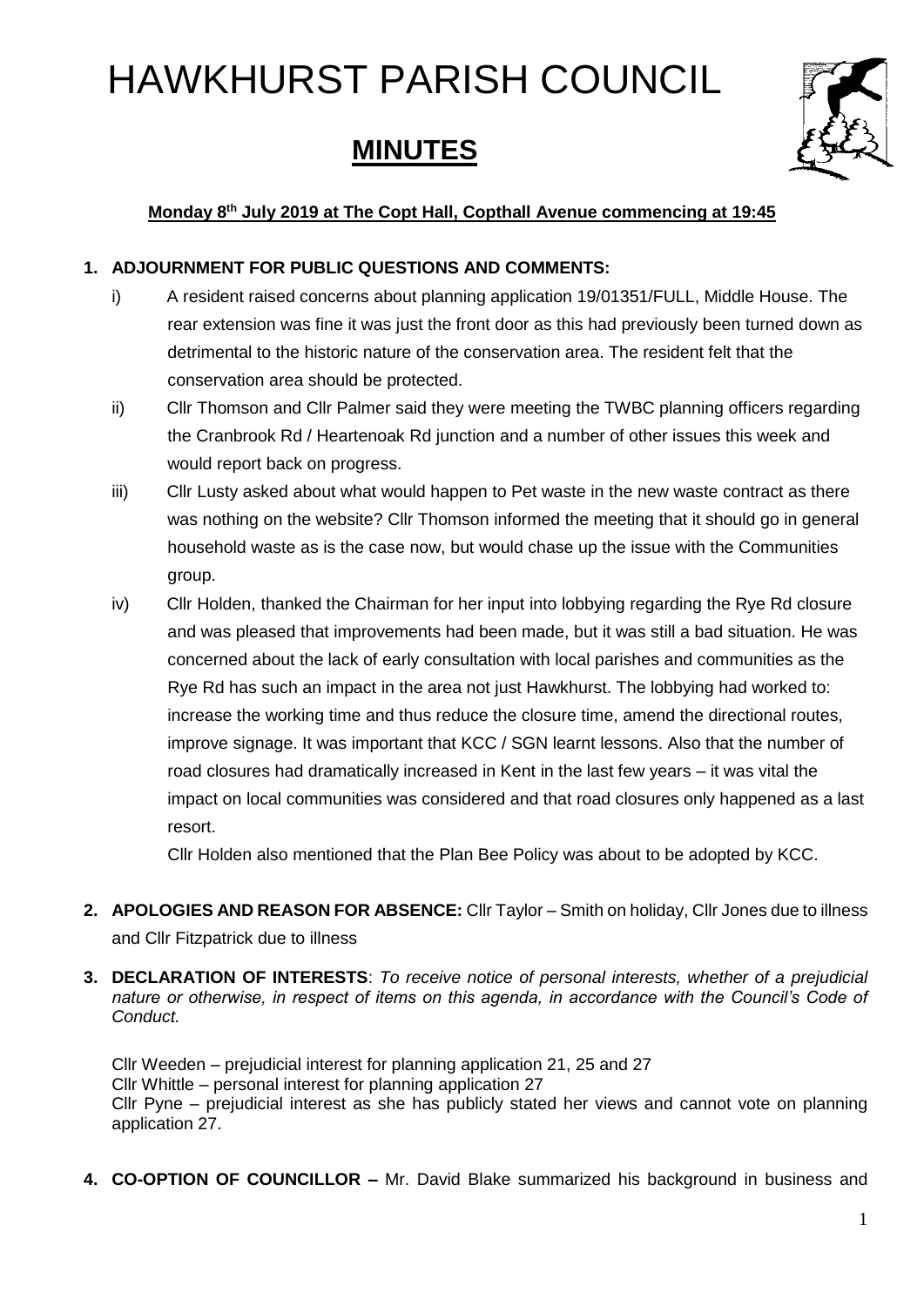# HAWKHURST PARISH COUNCIL

## MINUTES

**Monday 8th July 2019 at The Copt Hall, Copthall Avenue commencing at 19:45**

**1. ADJOURNMENT FOR PUBLIC QUESTIONS AND COMMENTS:**

i) A resident raised concerns about planning application 19/01351/FULL, Middle House. The rear extension was fine it was just the front door as this had previously been turned down as detrimental to the historic nature of the conservation area. The resident felt that the conservation area should be protected.

ii) Cllr Thomson and Cllr Palmer said they were meeting the TWBC planning officers regarding the Cranbrook Rd / Heartenoak Rd junction and a number of other issues this week and would report back on progress.

iii) Cllr Lusty asked about what would happen to Pet waste in the new waste contract as there was nothing on the website? Cllr Thomson informed the meeting that it should go in general household waste as is the case now, but would chase up the issue with the Communities group.

iv) Cllr Holden, thanked the Chairman for her input into lobbying regarding the Rye Rd closure and was pleased that improvements had been made, but it was still a bad situation. He was concerned about the lack of early consultation with local parishes and communities as the Rye Rd has such an impact in the area not just Hawkhurst. The lobbying had worked to: increase the working time and thus reduce the closure time, amend the directional routes, improve signage. It was important that KCC / SGN learnt lessons. Also that the number of road closures had dramatically increased in Kent in the last few years – it was vital the impact on local communities was considered and that road closures only happened as a last resort.

Cllr Holden also mentioned that the Plan Bee Policy was about to be adopted by KCC.

**2. APOLOGIES AND REASON FOR ABSENCE:** Cllr Taylor – Smith on holiday, Cllr Jones due to illness and Cllr Fitzpatrick due to illness

**3. DECLARATION OF INTERESTS**: *To receive notice of personal interests, whether of a prejudicial nature or otherwise, in respect of items on this agenda, in accordance with the Council's Code of Conduct.*

Cllr Weeden – prejudicial interest for planning application 21, 25 and 27
Cllr Whittle – personal interest for planning application 27
Cllr Pyne – prejudicial interest as she has publicly stated her views and cannot vote on planning application 27.

**4. CO-OPTION OF COUNCILLOR –** Mr. David Blake summarized his background in business and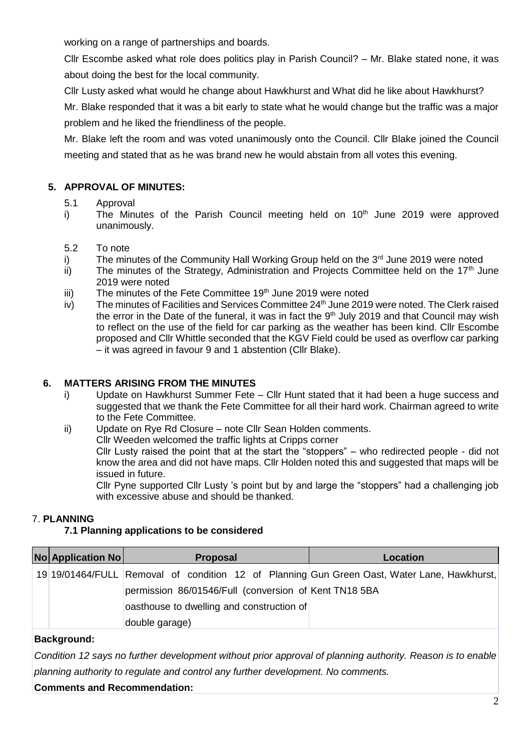working on a range of partnerships and boards.

Cllr Escombe asked what role does politics play in Parish Council? – Mr. Blake stated none, it was about doing the best for the local community.

Cllr Lusty asked what would he change about Hawkhurst and What did he like about Hawkhurst?

Mr. Blake responded that it was a bit early to state what he would change but the traffic was a major problem and he liked the friendliness of the people.

Mr. Blake left the room and was voted unanimously onto the Council. Cllr Blake joined the Council meeting and stated that as he was brand new he would abstain from all votes this evening.

## 5. APPROVAL OF MINUTES:

5.1 Approval

i) The Minutes of the Parish Council meeting held on 10th June 2019 were approved unanimously.

5.2 To note

i) The minutes of the Community Hall Working Group held on the 3rd June 2019 were noted

ii) The minutes of the Strategy, Administration and Projects Committee held on the 17th June 2019 were noted

iii) The minutes of the Fete Committee 19th June 2019 were noted

iv) The minutes of Facilities and Services Committee 24th June 2019 were noted. The Clerk raised the error in the Date of the funeral, it was in fact the 9th July 2019 and that Council may wish to reflect on the use of the field for car parking as the weather has been kind. Cllr Escombe proposed and Cllr Whittle seconded that the KGV Field could be used as overflow car parking – it was agreed in favour 9 and 1 abstention (Cllr Blake).

## 6. MATTERS ARISING FROM THE MINUTES

i) Update on Hawkhurst Summer Fete – Cllr Hunt stated that it had been a huge success and suggested that we thank the Fete Committee for all their hard work. Chairman agreed to write to the Fete Committee.

ii) Update on Rye Rd Closure – note Cllr Sean Holden comments.

Cllr Weeden welcomed the traffic lights at Cripps corner

Cllr Lusty raised the point that at the start the "stoppers" – who redirected people - did not know the area and did not have maps. Cllr Holden noted this and suggested that maps will be issued in future.

Cllr Pyne supported Cllr Lusty 's point but by and large the "stoppers" had a challenging job with excessive abuse and should be thanked.

## 7. PLANNING

### 7.1 Planning applications to be considered

| No | Application No | Proposal | Location |
|---|---|---|---|
| 19 | 19/01464/FULL | Removal of condition 12 of Planning permission 86/01546/Full (conversion of oasthouse to dwelling and construction of double garage) | Gun Green Oast, Water Lane, Hawkhurst, Kent TN18 5BA |

**Background:**

*Condition 12 says no further development without prior approval of planning authority. Reason is to enable planning authority to regulate and control any further development. No comments.*

**Comments and Recommendation:**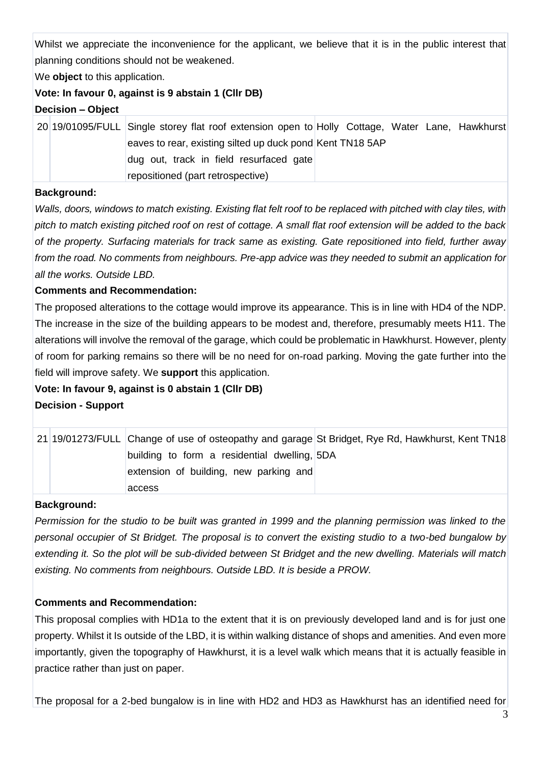Whilst we appreciate the inconvenience for the applicant, we believe that it is in the public interest that planning conditions should not be weakened.

We **object** to this application.

**Vote: In favour 0, against is 9 abstain 1 (Cllr DB)**

**Decision – Object**

| 20 | 19/01095/FULL | Single storey flat roof extension open to eaves to rear, existing silted up duck pond dug out, track in field resurfaced gate repositioned (part retrospective) | Holly Cottage, Water Lane, Hawkhurst Kent TN18 5AP |
|---|---|---|---|

**Background:**

*Walls, doors, windows to match existing. Existing flat felt roof to be replaced with pitched with clay tiles, with pitch to match existing pitched roof on rest of cottage. A small flat roof extension will be added to the back of the property. Surfacing materials for track same as existing. Gate repositioned into field, further away from the road. No comments from neighbours. Pre-app advice was they needed to submit an application for all the works. Outside LBD.*

**Comments and Recommendation:**

The proposed alterations to the cottage would improve its appearance. This is in line with HD4 of the NDP. The increase in the size of the building appears to be modest and, therefore, presumably meets H11. The alterations will involve the removal of the garage, which could be problematic in Hawkhurst. However, plenty of room for parking remains so there will be no need for on-road parking. Moving the gate further into the field will improve safety. We **support** this application.

**Vote: In favour 9, against is 0 abstain 1 (Cllr DB)**

**Decision - Support**

| 21 | 19/01273/FULL | Change of use of osteopathy and garage building to form a residential dwelling, extension of building, new parking and access | St Bridget, Rye Rd, Hawkhurst, Kent TN18 5DA |
|---|---|---|---|

**Background:**

*Permission for the studio to be built was granted in 1999 and the planning permission was linked to the personal occupier of St Bridget. The proposal is to convert the existing studio to a two-bed bungalow by extending it. So the plot will be sub-divided between St Bridget and the new dwelling. Materials will match existing. No comments from neighbours. Outside LBD. It is beside a PROW.*

**Comments and Recommendation:**

This proposal complies with HD1a to the extent that it is on previously developed land and is for just one property. Whilst it Is outside of the LBD, it is within walking distance of shops and amenities. And even more importantly, given the topography of Hawkhurst, it is a level walk which means that it is actually feasible in practice rather than just on paper.

The proposal for a 2-bed bungalow is in line with HD2 and HD3 as Hawkhurst has an identified need for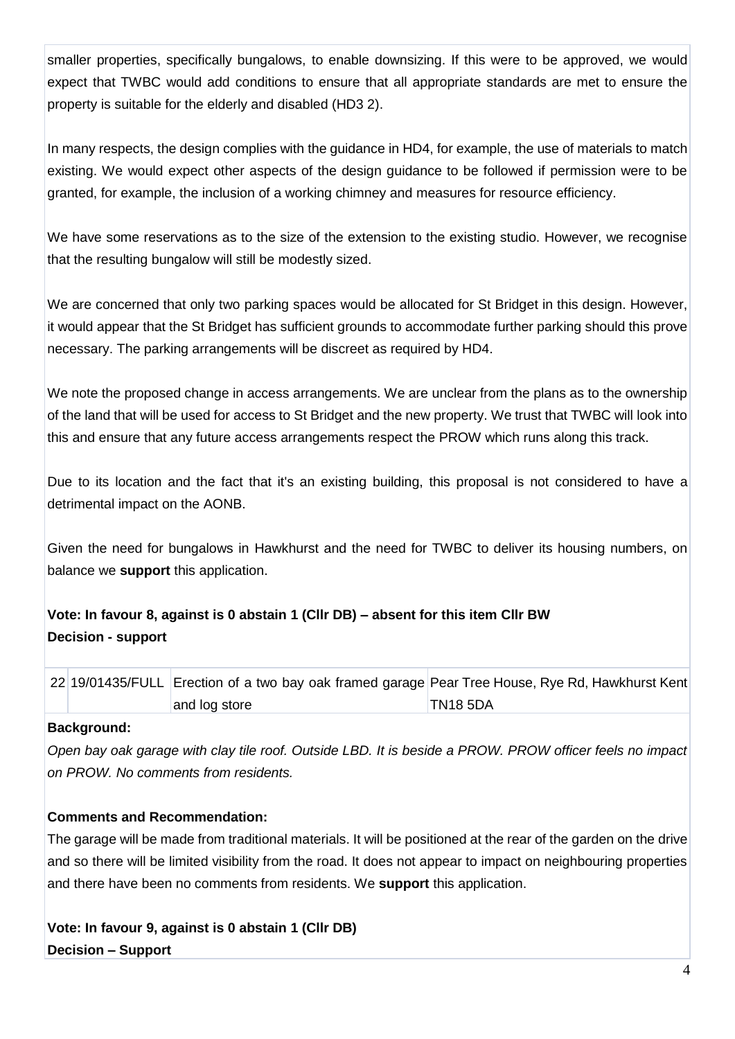smaller properties, specifically bungalows, to enable downsizing. If this were to be approved, we would expect that TWBC would add conditions to ensure that all appropriate standards are met to ensure the property is suitable for the elderly and disabled (HD3 2).

In many respects, the design complies with the guidance in HD4, for example, the use of materials to match existing. We would expect other aspects of the design guidance to be followed if permission were to be granted, for example, the inclusion of a working chimney and measures for resource efficiency.

We have some reservations as to the size of the extension to the existing studio. However, we recognise that the resulting bungalow will still be modestly sized.

We are concerned that only two parking spaces would be allocated for St Bridget in this design. However, it would appear that the St Bridget has sufficient grounds to accommodate further parking should this prove necessary. The parking arrangements will be discreet as required by HD4.

We note the proposed change in access arrangements. We are unclear from the plans as to the ownership of the land that will be used for access to St Bridget and the new property. We trust that TWBC will look into this and ensure that any future access arrangements respect the PROW which runs along this track.

Due to its location and the fact that it's an existing building, this proposal is not considered to have a detrimental impact on the AONB.

Given the need for bungalows in Hawkhurst and the need for TWBC to deliver its housing numbers, on balance we **support** this application.

**Vote: In favour 8, against is 0 abstain 1 (Cllr DB) – absent for this item Cllr BW**
**Decision - support**

| 22 | 19/01435/FULL | Erection of a two bay oak framed garage and log store | Pear Tree House, Rye Rd, Hawkhurst Kent TN18 5DA |
|---|---|---|---|

**Background:**

*Open bay oak garage with clay tile roof. Outside LBD. It is beside a PROW. PROW officer feels no impact on PROW. No comments from residents.*

**Comments and Recommendation:**

The garage will be made from traditional materials. It will be positioned at the rear of the garden on the drive and so there will be limited visibility from the road. It does not appear to impact on neighbouring properties and there have been no comments from residents. We **support** this application.

**Vote: In favour 9, against is 0 abstain 1 (Cllr DB)**
**Decision – Support**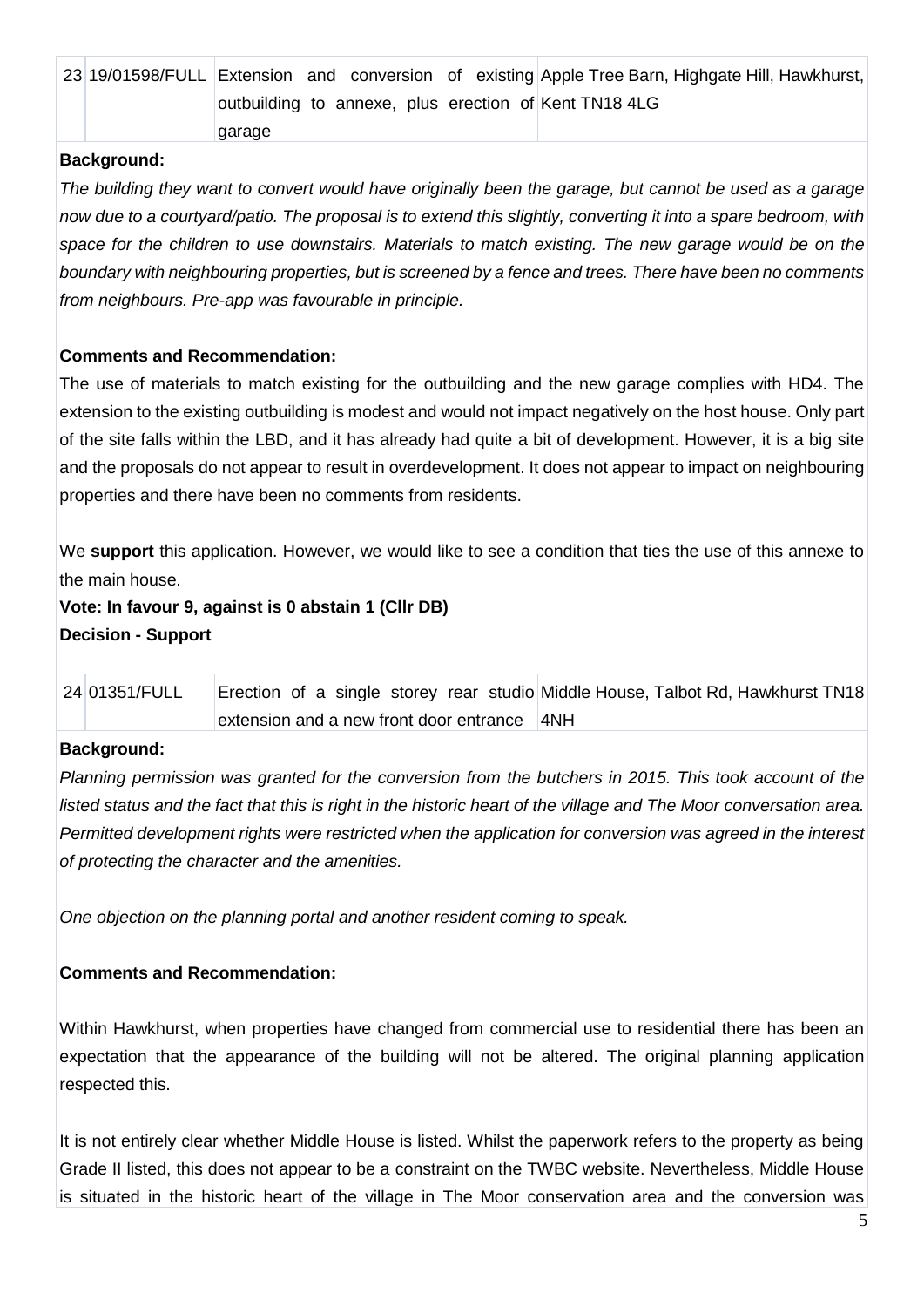| 23 | 19/01598/FULL | Extension and conversion of existing outbuilding to annexe, plus erection of garage | Apple Tree Barn, Highgate Hill, Hawkhurst, Kent TN18 4LG |
|---|---|---|---|

**Background:**

*The building they want to convert would have originally been the garage, but cannot be used as a garage now due to a courtyard/patio. The proposal is to extend this slightly, converting it into a spare bedroom, with space for the children to use downstairs. Materials to match existing. The new garage would be on the boundary with neighbouring properties, but is screened by a fence and trees. There have been no comments from neighbours. Pre-app was favourable in principle.*

**Comments and Recommendation:**

The use of materials to match existing for the outbuilding and the new garage complies with HD4. The extension to the existing outbuilding is modest and would not impact negatively on the host house. Only part of the site falls within the LBD, and it has already had quite a bit of development. However, it is a big site and the proposals do not appear to result in overdevelopment. It does not appear to impact on neighbouring properties and there have been no comments from residents.

We **support** this application. However, we would like to see a condition that ties the use of this annexe to the main house.

**Vote: In favour 9, against is 0 abstain 1 (Cllr DB)**

**Decision - Support**

| 24 | 01351/FULL | Erection of a single storey rear studio extension and a new front door entrance | Middle House, Talbot Rd, Hawkhurst TN18 4NH |
|---|---|---|---|

**Background:**

*Planning permission was granted for the conversion from the butchers in 2015. This took account of the listed status and the fact that this is right in the historic heart of the village and The Moor conversation area. Permitted development rights were restricted when the application for conversion was agreed in the interest of protecting the character and the amenities.*

*One objection on the planning portal and another resident coming to speak.*

**Comments and Recommendation:**

Within Hawkhurst, when properties have changed from commercial use to residential there has been an expectation that the appearance of the building will not be altered. The original planning application respected this.

It is not entirely clear whether Middle House is listed. Whilst the paperwork refers to the property as being Grade II listed, this does not appear to be a constraint on the TWBC website. Nevertheless, Middle House is situated in the historic heart of the village in The Moor conservation area and the conversion was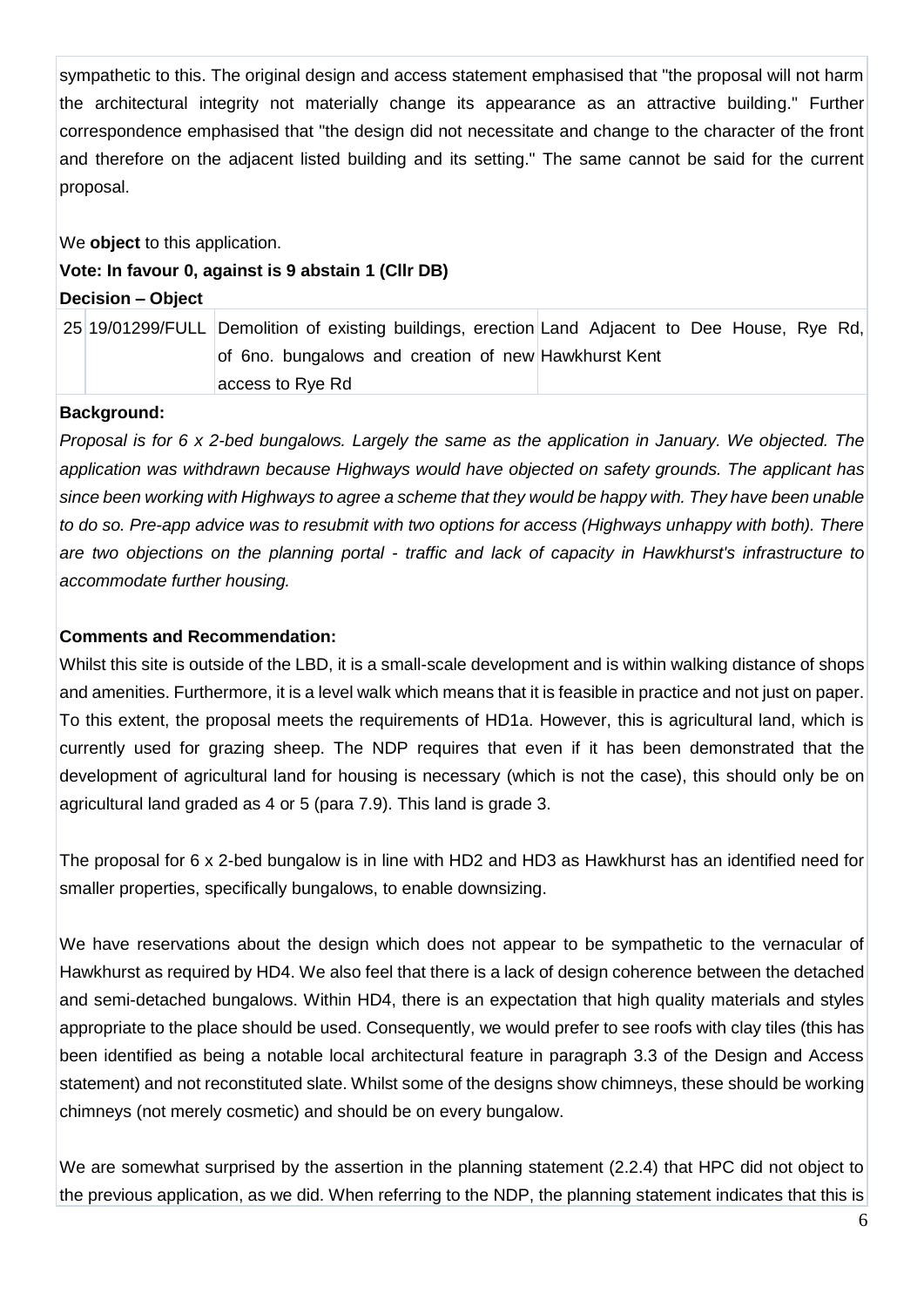sympathetic to this. The original design and access statement emphasised that "the proposal will not harm the architectural integrity not materially change its appearance as an attractive building." Further correspondence emphasised that "the design did not necessitate and change to the character of the front and therefore on the adjacent listed building and its setting." The same cannot be said for the current proposal.

We **object** to this application.

**Vote: In favour 0, against is 9 abstain 1 (Cllr DB)**

**Decision – Object**

| 25 | 19/01299/FULL | Demolition of existing buildings, erection of 6no. bungalows and creation of new access to Rye Rd | Land Adjacent to Dee House, Rye Rd, Hawkhurst Kent |
|---|---|---|---|

**Background:**

*Proposal is for 6 x 2-bed bungalows. Largely the same as the application in January. We objected. The application was withdrawn because Highways would have objected on safety grounds. The applicant has since been working with Highways to agree a scheme that they would be happy with. They have been unable to do so. Pre-app advice was to resubmit with two options for access (Highways unhappy with both). There are two objections on the planning portal - traffic and lack of capacity in Hawkhurst's infrastructure to accommodate further housing.*

**Comments and Recommendation:**

Whilst this site is outside of the LBD, it is a small-scale development and is within walking distance of shops and amenities. Furthermore, it is a level walk which means that it is feasible in practice and not just on paper. To this extent, the proposal meets the requirements of HD1a. However, this is agricultural land, which is currently used for grazing sheep. The NDP requires that even if it has been demonstrated that the development of agricultural land for housing is necessary (which is not the case), this should only be on agricultural land graded as 4 or 5 (para 7.9). This land is grade 3.

The proposal for 6 x 2-bed bungalow is in line with HD2 and HD3 as Hawkhurst has an identified need for smaller properties, specifically bungalows, to enable downsizing.

We have reservations about the design which does not appear to be sympathetic to the vernacular of Hawkhurst as required by HD4. We also feel that there is a lack of design coherence between the detached and semi-detached bungalows. Within HD4, there is an expectation that high quality materials and styles appropriate to the place should be used. Consequently, we would prefer to see roofs with clay tiles (this has been identified as being a notable local architectural feature in paragraph 3.3 of the Design and Access statement) and not reconstituted slate. Whilst some of the designs show chimneys, these should be working chimneys (not merely cosmetic) and should be on every bungalow.

We are somewhat surprised by the assertion in the planning statement (2.2.4) that HPC did not object to the previous application, as we did. When referring to the NDP, the planning statement indicates that this is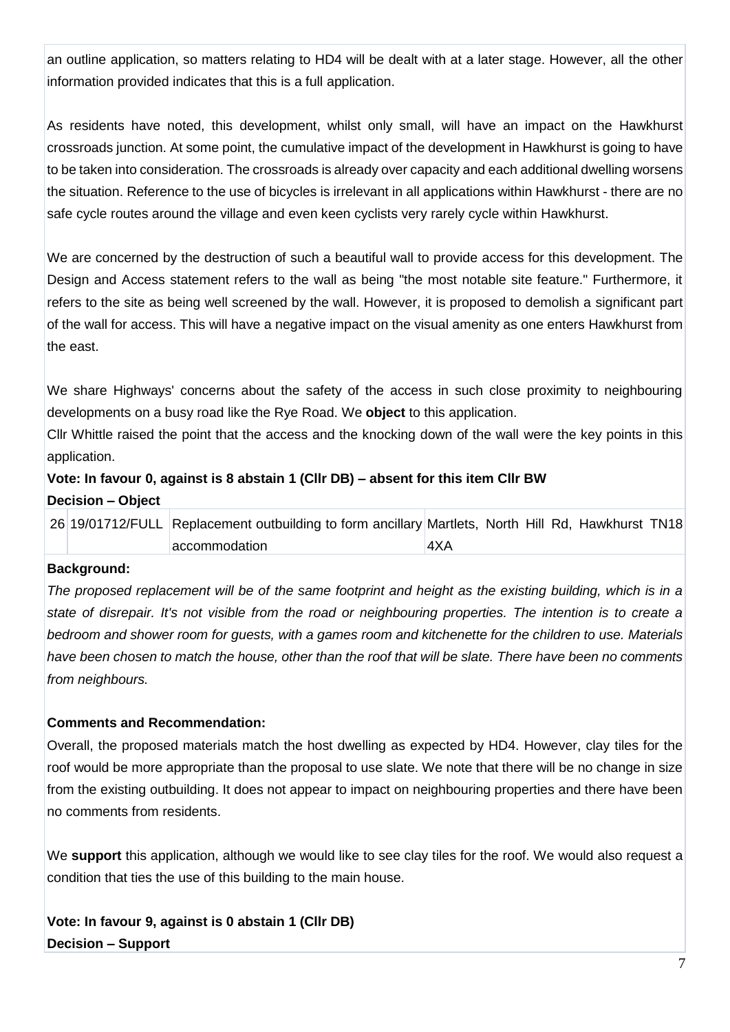an outline application, so matters relating to HD4 will be dealt with at a later stage. However, all the other information provided indicates that this is a full application.

As residents have noted, this development, whilst only small, will have an impact on the Hawkhurst crossroads junction. At some point, the cumulative impact of the development in Hawkhurst is going to have to be taken into consideration. The crossroads is already over capacity and each additional dwelling worsens the situation. Reference to the use of bicycles is irrelevant in all applications within Hawkhurst - there are no safe cycle routes around the village and even keen cyclists very rarely cycle within Hawkhurst.

We are concerned by the destruction of such a beautiful wall to provide access for this development. The Design and Access statement refers to the wall as being "the most notable site feature." Furthermore, it refers to the site as being well screened by the wall. However, it is proposed to demolish a significant part of the wall for access. This will have a negative impact on the visual amenity as one enters Hawkhurst from the east.

We share Highways' concerns about the safety of the access in such close proximity to neighbouring developments on a busy road like the Rye Road. We **object** to this application.

Cllr Whittle raised the point that the access and the knocking down of the wall were the key points in this application.

**Vote: In favour 0, against is 8 abstain 1 (Cllr DB) – absent for this item Cllr BW**

**Decision – Object**

| 26 | 19/01712/FULL | Replacement outbuilding to form ancillary accommodation | Martlets, North Hill Rd, Hawkhurst TN18 4XA |
|---|---|---|---|

**Background:**

*The proposed replacement will be of the same footprint and height as the existing building, which is in a state of disrepair. It's not visible from the road or neighbouring properties. The intention is to create a bedroom and shower room for guests, with a games room and kitchenette for the children to use. Materials have been chosen to match the house, other than the roof that will be slate. There have been no comments from neighbours.*

**Comments and Recommendation:**

Overall, the proposed materials match the host dwelling as expected by HD4. However, clay tiles for the roof would be more appropriate than the proposal to use slate. We note that there will be no change in size from the existing outbuilding. It does not appear to impact on neighbouring properties and there have been no comments from residents.

We **support** this application, although we would like to see clay tiles for the roof. We would also request a condition that ties the use of this building to the main house.

**Vote: In favour 9, against is 0 abstain 1 (Cllr DB)**

**Decision – Support**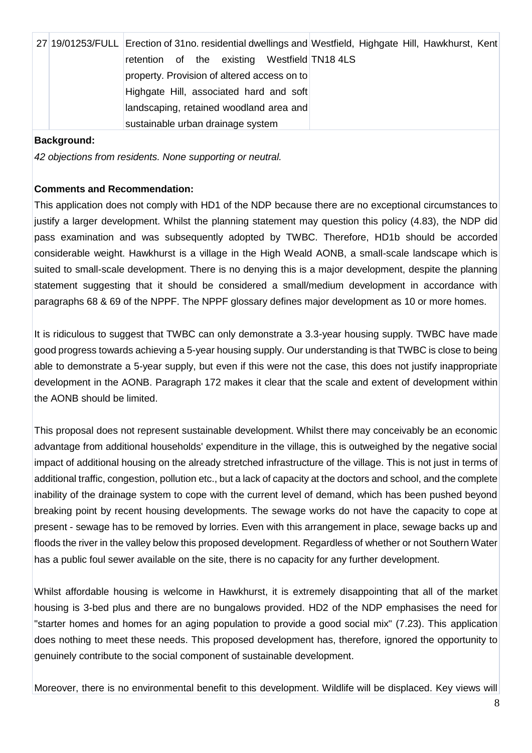| 27 | 19/01253/FULL | Erection of 31no. residential dwellings and retention of the existing Westfield property. Provision of altered access on to Highgate Hill, associated hard and soft landscaping, retained woodland area and sustainable urban drainage system | Westfield, Highgate Hill, Hawkhurst, Kent TN18 4LS |
|---|---|---|---|

**Background:**

*42 objections from residents. None supporting or neutral.*

**Comments and Recommendation:**

This application does not comply with HD1 of the NDP because there are no exceptional circumstances to justify a larger development. Whilst the planning statement may question this policy (4.83), the NDP did pass examination and was subsequently adopted by TWBC. Therefore, HD1b should be accorded considerable weight. Hawkhurst is a village in the High Weald AONB, a small-scale landscape which is suited to small-scale development. There is no denying this is a major development, despite the planning statement suggesting that it should be considered a small/medium development in accordance with paragraphs 68 & 69 of the NPPF. The NPPF glossary defines major development as 10 or more homes.

It is ridiculous to suggest that TWBC can only demonstrate a 3.3-year housing supply. TWBC have made good progress towards achieving a 5-year housing supply. Our understanding is that TWBC is close to being able to demonstrate a 5-year supply, but even if this were not the case, this does not justify inappropriate development in the AONB. Paragraph 172 makes it clear that the scale and extent of development within the AONB should be limited.

This proposal does not represent sustainable development. Whilst there may conceivably be an economic advantage from additional households' expenditure in the village, this is outweighed by the negative social impact of additional housing on the already stretched infrastructure of the village. This is not just in terms of additional traffic, congestion, pollution etc., but a lack of capacity at the doctors and school, and the complete inability of the drainage system to cope with the current level of demand, which has been pushed beyond breaking point by recent housing developments. The sewage works do not have the capacity to cope at present - sewage has to be removed by lorries. Even with this arrangement in place, sewage backs up and floods the river in the valley below this proposed development. Regardless of whether or not Southern Water has a public foul sewer available on the site, there is no capacity for any further development.

Whilst affordable housing is welcome in Hawkhurst, it is extremely disappointing that all of the market housing is 3-bed plus and there are no bungalows provided. HD2 of the NDP emphasises the need for "starter homes and homes for an aging population to provide a good social mix" (7.23). This application does nothing to meet these needs. This proposed development has, therefore, ignored the opportunity to genuinely contribute to the social component of sustainable development.

Moreover, there is no environmental benefit to this development. Wildlife will be displaced. Key views will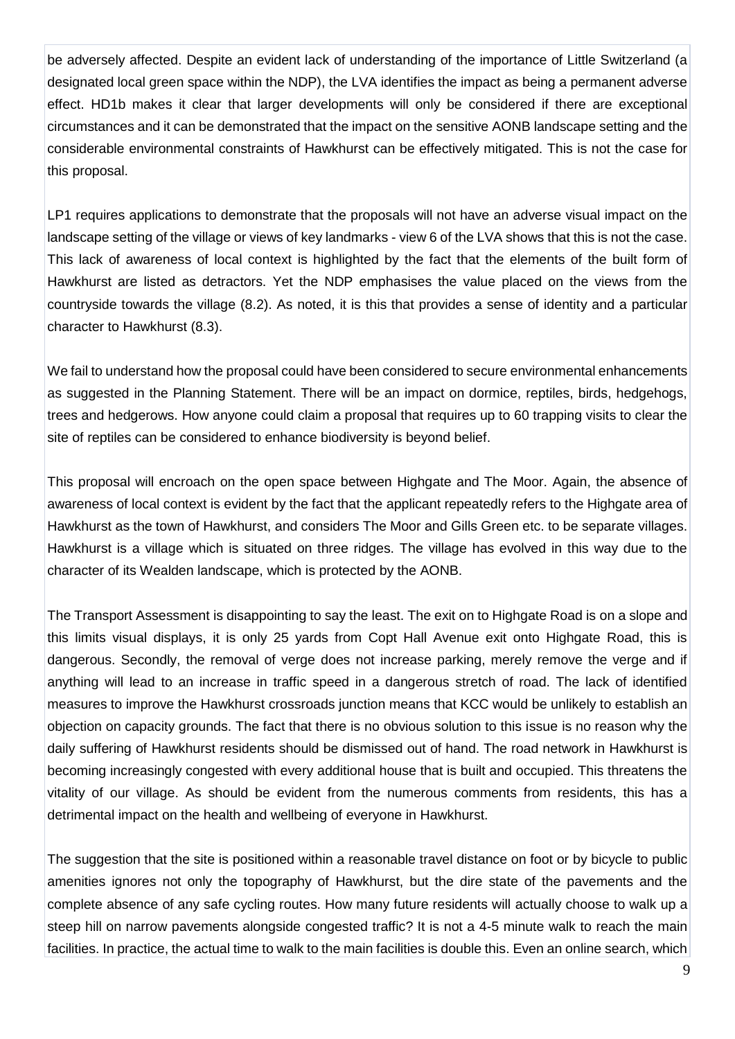be adversely affected. Despite an evident lack of understanding of the importance of Little Switzerland (a designated local green space within the NDP), the LVA identifies the impact as being a permanent adverse effect. HD1b makes it clear that larger developments will only be considered if there are exceptional circumstances and it can be demonstrated that the impact on the sensitive AONB landscape setting and the considerable environmental constraints of Hawkhurst can be effectively mitigated. This is not the case for this proposal.

LP1 requires applications to demonstrate that the proposals will not have an adverse visual impact on the landscape setting of the village or views of key landmarks - view 6 of the LVA shows that this is not the case. This lack of awareness of local context is highlighted by the fact that the elements of the built form of Hawkhurst are listed as detractors. Yet the NDP emphasises the value placed on the views from the countryside towards the village (8.2). As noted, it is this that provides a sense of identity and a particular character to Hawkhurst (8.3).

We fail to understand how the proposal could have been considered to secure environmental enhancements as suggested in the Planning Statement. There will be an impact on dormice, reptiles, birds, hedgehogs, trees and hedgerows. How anyone could claim a proposal that requires up to 60 trapping visits to clear the site of reptiles can be considered to enhance biodiversity is beyond belief.

This proposal will encroach on the open space between Highgate and The Moor. Again, the absence of awareness of local context is evident by the fact that the applicant repeatedly refers to the Highgate area of Hawkhurst as the town of Hawkhurst, and considers The Moor and Gills Green etc. to be separate villages. Hawkhurst is a village which is situated on three ridges. The village has evolved in this way due to the character of its Wealden landscape, which is protected by the AONB.

The Transport Assessment is disappointing to say the least. The exit on to Highgate Road is on a slope and this limits visual displays, it is only 25 yards from Copt Hall Avenue exit onto Highgate Road, this is dangerous. Secondly, the removal of verge does not increase parking, merely remove the verge and if anything will lead to an increase in traffic speed in a dangerous stretch of road. The lack of identified measures to improve the Hawkhurst crossroads junction means that KCC would be unlikely to establish an objection on capacity grounds. The fact that there is no obvious solution to this issue is no reason why the daily suffering of Hawkhurst residents should be dismissed out of hand. The road network in Hawkhurst is becoming increasingly congested with every additional house that is built and occupied. This threatens the vitality of our village. As should be evident from the numerous comments from residents, this has a detrimental impact on the health and wellbeing of everyone in Hawkhurst.

The suggestion that the site is positioned within a reasonable travel distance on foot or by bicycle to public amenities ignores not only the topography of Hawkhurst, but the dire state of the pavements and the complete absence of any safe cycling routes. How many future residents will actually choose to walk up a steep hill on narrow pavements alongside congested traffic? It is not a 4-5 minute walk to reach the main facilities. In practice, the actual time to walk to the main facilities is double this. Even an online search, which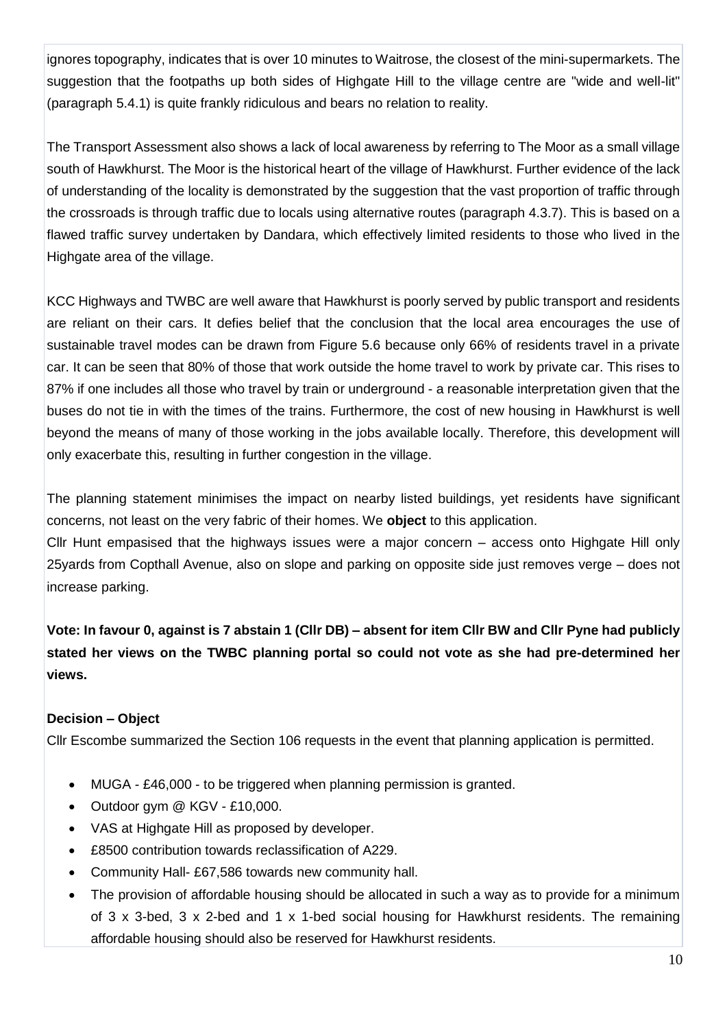ignores topography, indicates that is over 10 minutes to Waitrose, the closest of the mini-supermarkets. The suggestion that the footpaths up both sides of Highgate Hill to the village centre are "wide and well-lit" (paragraph 5.4.1) is quite frankly ridiculous and bears no relation to reality.

The Transport Assessment also shows a lack of local awareness by referring to The Moor as a small village south of Hawkhurst. The Moor is the historical heart of the village of Hawkhurst. Further evidence of the lack of understanding of the locality is demonstrated by the suggestion that the vast proportion of traffic through the crossroads is through traffic due to locals using alternative routes (paragraph 4.3.7). This is based on a flawed traffic survey undertaken by Dandara, which effectively limited residents to those who lived in the Highgate area of the village.

KCC Highways and TWBC are well aware that Hawkhurst is poorly served by public transport and residents are reliant on their cars. It defies belief that the conclusion that the local area encourages the use of sustainable travel modes can be drawn from Figure 5.6 because only 66% of residents travel in a private car. It can be seen that 80% of those that work outside the home travel to work by private car. This rises to 87% if one includes all those who travel by train or underground - a reasonable interpretation given that the buses do not tie in with the times of the trains. Furthermore, the cost of new housing in Hawkhurst is well beyond the means of many of those working in the jobs available locally. Therefore, this development will only exacerbate this, resulting in further congestion in the village.

The planning statement minimises the impact on nearby listed buildings, yet residents have significant concerns, not least on the very fabric of their homes. We **object** to this application.

Cllr Hunt empasised that the highways issues were a major concern – access onto Highgate Hill only 25yards from Copthall Avenue, also on slope and parking on opposite side just removes verge – does not increase parking.

**Vote: In favour 0, against is 7 abstain 1 (Cllr DB) – absent for item Cllr BW and Cllr Pyne had publicly stated her views on the TWBC planning portal so could not vote as she had pre-determined her views.**

**Decision – Object**

Cllr Escombe summarized the Section 106 requests in the event that planning application is permitted.

- MUGA - £46,000 - to be triggered when planning permission is granted.
- Outdoor gym @ KGV - £10,000.
- VAS at Highgate Hill as proposed by developer.
- £8500 contribution towards reclassification of A229.
- Community Hall- £67,586 towards new community hall.
- The provision of affordable housing should be allocated in such a way as to provide for a minimum of 3 x 3-bed, 3 x 2-bed and 1 x 1-bed social housing for Hawkhurst residents. The remaining affordable housing should also be reserved for Hawkhurst residents.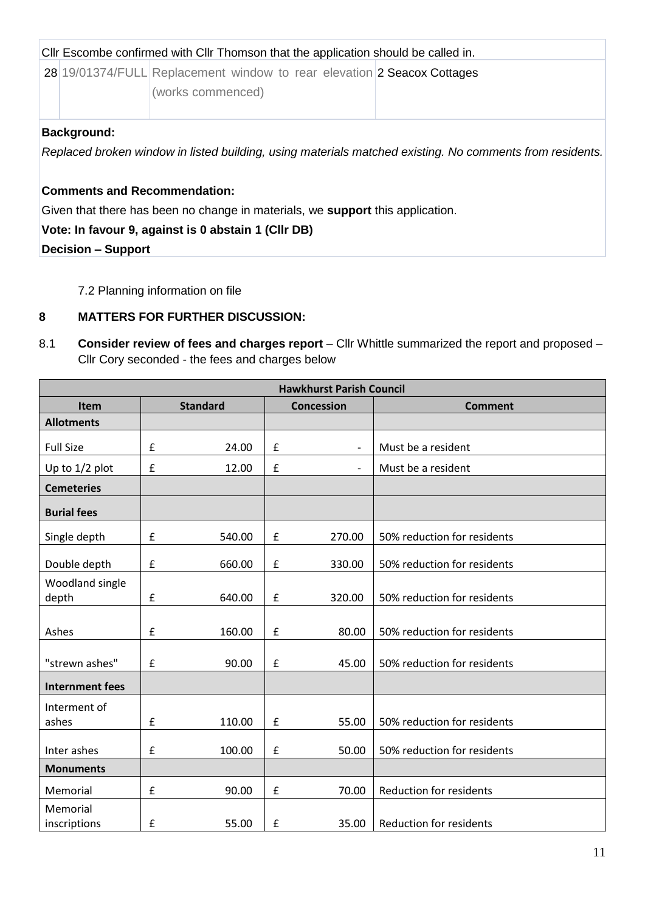Cllr Escombe confirmed with Cllr Thomson that the application should be called in.

| 28 | 19/01374/FULL | Replacement window to rear elevation (works commenced) | 2 Seacox Cottages |
|---|---|---|---|

**Background:**

*Replaced broken window in listed building, using materials matched existing. No comments from residents.*

**Comments and Recommendation:**

Given that there has been no change in materials, we **support** this application.

**Vote: In favour 9, against is 0 abstain 1 (Cllr DB)**

**Decision – Support**

7.2 Planning information on file

## 8 MATTERS FOR FURTHER DISCUSSION:

8.1 **Consider review of fees and charges report** – Cllr Whittle summarized the report and proposed – Cllr Cory seconded - the fees and charges below

| Hawkhurst Parish Council | | | |
|---|---|---|---|
| **Item** | **Standard** | **Concession** | **Comment** |
| **Allotments** | | | |
| Full Size | £ 24.00 | £ - | Must be a resident |
| Up to 1/2 plot | £ 12.00 | £ - | Must be a resident |
| **Cemeteries** | | | |
| **Burial fees** | | | |
| Single depth | £ 540.00 | £ 270.00 | 50% reduction for residents |
| Double depth | £ 660.00 | £ 330.00 | 50% reduction for residents |
| Woodland single depth | £ 640.00 | £ 320.00 | 50% reduction for residents |
| Ashes | £ 160.00 | £ 80.00 | 50% reduction for residents |
| "strewn ashes" | £ 90.00 | £ 45.00 | 50% reduction for residents |
| **Internment fees** | | | |
| Interment of ashes | £ 110.00 | £ 55.00 | 50% reduction for residents |
| Inter ashes | £ 100.00 | £ 50.00 | 50% reduction for residents |
| **Monuments** | | | |
| Memorial | £ 90.00 | £ 70.00 | Reduction for residents |
| Memorial inscriptions | £ 55.00 | £ 35.00 | Reduction for residents |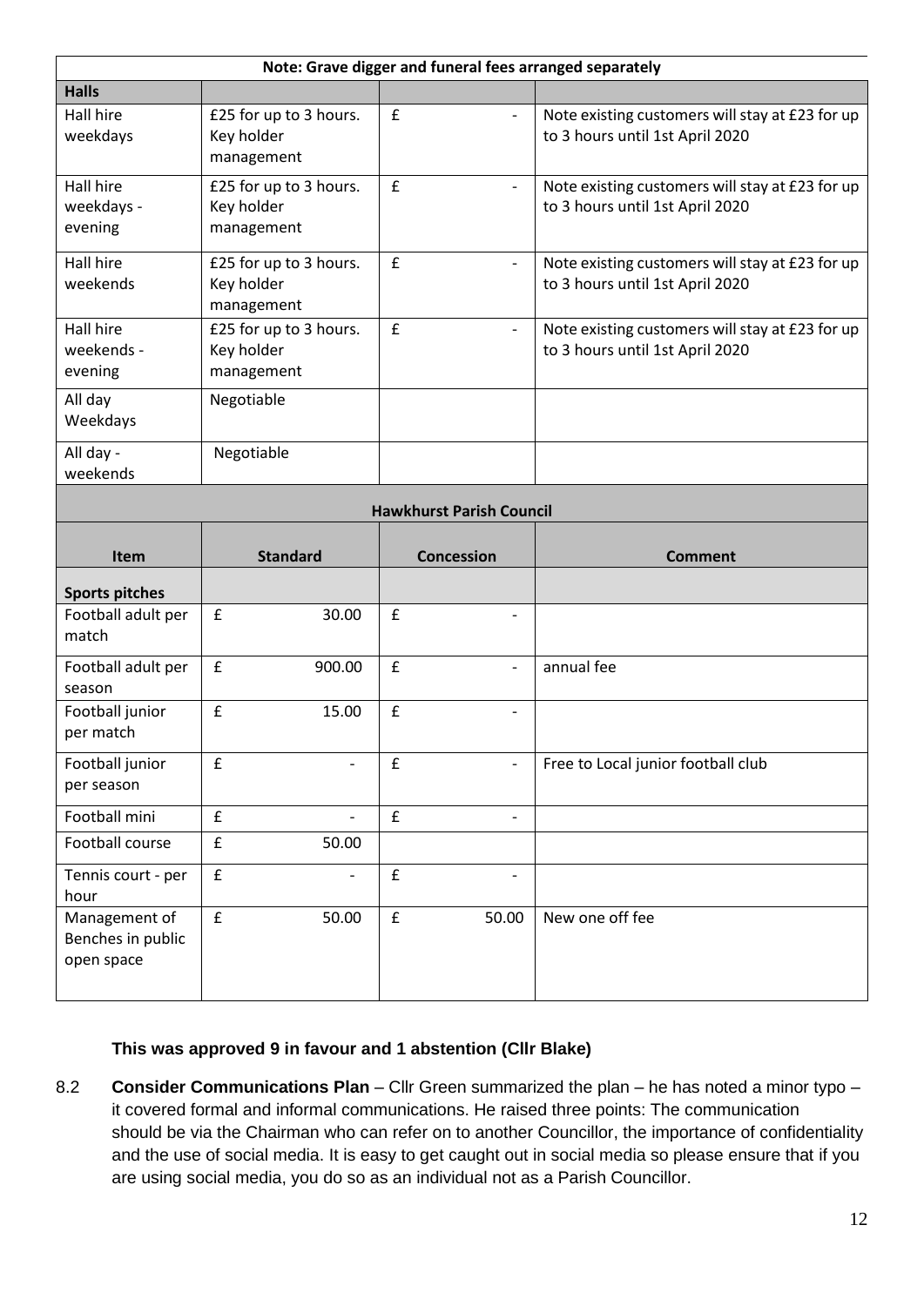| Note: Grave digger and funeral fees arranged separately | | | |
|---|---|---|---|
| **Halls** | | | |
| Hall hire weekdays | £25 for up to 3 hours. Key holder management | £ - | Note existing customers will stay at £23 for up to 3 hours until 1st April 2020 |
| Hall hire weekdays - evening | £25 for up to 3 hours. Key holder management | £ - | Note existing customers will stay at £23 for up to 3 hours until 1st April 2020 |
| Hall hire weekends | £25 for up to 3 hours. Key holder management | £ - | Note existing customers will stay at £23 for up to 3 hours until 1st April 2020 |
| Hall hire weekends - evening | £25 for up to 3 hours. Key holder management | £ - | Note existing customers will stay at £23 for up to 3 hours until 1st April 2020 |
| All day Weekdays | Negotiable | | |
| All day - weekends | Negotiable | | |

| Hawkhurst Parish Council | | | |
|---|---|---|---|
| **Item** | **Standard** | **Concession** | **Comment** |
| **Sports pitches** | | | |
| Football adult per match | £ 30.00 | £ - | |
| Football adult per season | £ 900.00 | £ - | annual fee |
| Football junior per match | £ 15.00 | £ - | |
| Football junior per season | £ - | £ - | Free to Local junior football club |
| Football mini | £ - | £ - | |
| Football course | £ 50.00 | | |
| Tennis court - per hour | £ - | £ - | |
| Management of Benches in public open space | £ 50.00 | £ 50.00 | New one off fee |

**This was approved 9 in favour and 1 abstention (Cllr Blake)**

8.2 **Consider Communications Plan** – Cllr Green summarized the plan – he has noted a minor typo – it covered formal and informal communications. He raised three points: The communication should be via the Chairman who can refer on to another Councillor, the importance of confidentiality and the use of social media. It is easy to get caught out in social media so please ensure that if you are using social media, you do so as an individual not as a Parish Councillor.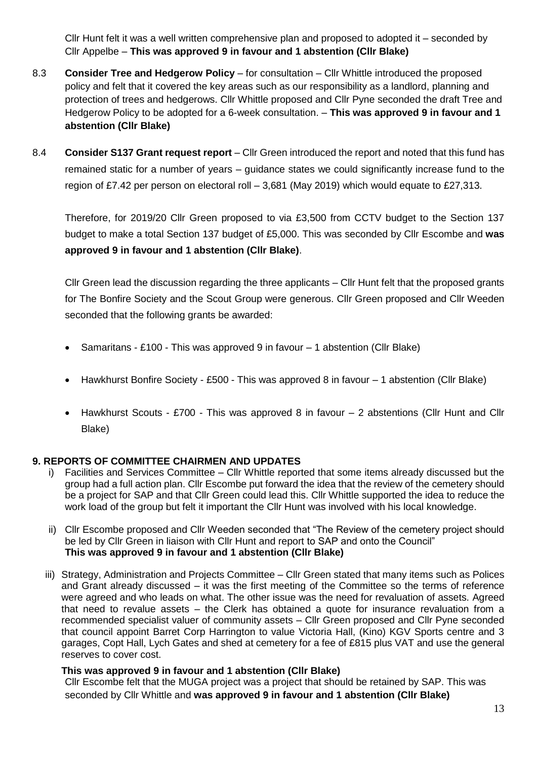Cllr Hunt felt it was a well written comprehensive plan and proposed to adopted it – seconded by Cllr Appelbe – **This was approved 9 in favour and 1 abstention (Cllr Blake)**

8.3 **Consider Tree and Hedgerow Policy** – for consultation – Cllr Whittle introduced the proposed policy and felt that it covered the key areas such as our responsibility as a landlord, planning and protection of trees and hedgerows. Cllr Whittle proposed and Cllr Pyne seconded the draft Tree and Hedgerow Policy to be adopted for a 6-week consultation. – **This was approved 9 in favour and 1 abstention (Cllr Blake)**

8.4 **Consider S137 Grant request report** – Cllr Green introduced the report and noted that this fund has remained static for a number of years – guidance states we could significantly increase fund to the region of £7.42 per person on electoral roll – 3,681 (May 2019) which would equate to £27,313.

Therefore, for 2019/20 Cllr Green proposed to via £3,500 from CCTV budget to the Section 137 budget to make a total Section 137 budget of £5,000. This was seconded by Cllr Escombe and **was approved 9 in favour and 1 abstention (Cllr Blake)**.

Cllr Green lead the discussion regarding the three applicants – Cllr Hunt felt that the proposed grants for The Bonfire Society and the Scout Group were generous. Cllr Green proposed and Cllr Weeden seconded that the following grants be awarded:

- Samaritans - £100 - This was approved 9 in favour – 1 abstention (Cllr Blake)
- Hawkhurst Bonfire Society - £500 - This was approved 8 in favour – 1 abstention (Cllr Blake)
- Hawkhurst Scouts - £700 - This was approved 8 in favour – 2 abstentions (Cllr Hunt and Cllr Blake)

## 9. REPORTS OF COMMITTEE CHAIRMEN AND UPDATES

i) Facilities and Services Committee – Cllr Whittle reported that some items already discussed but the group had a full action plan. Cllr Escombe put forward the idea that the review of the cemetery should be a project for SAP and that Cllr Green could lead this. Cllr Whittle supported the idea to reduce the work load of the group but felt it important the Cllr Hunt was involved with his local knowledge.

ii) Cllr Escombe proposed and Cllr Weeden seconded that "The Review of the cemetery project should be led by Cllr Green in liaison with Cllr Hunt and report to SAP and onto the Council"
**This was approved 9 in favour and 1 abstention (Cllr Blake)**

iii) Strategy, Administration and Projects Committee – Cllr Green stated that many items such as Polices and Grant already discussed – it was the first meeting of the Committee so the terms of reference were agreed and who leads on what. The other issue was the need for revaluation of assets. Agreed that need to revalue assets – the Clerk has obtained a quote for insurance revaluation from a recommended specialist valuer of community assets – Cllr Green proposed and Cllr Pyne seconded that council appoint Barret Corp Harrington to value Victoria Hall, (Kino) KGV Sports centre and 3 garages, Copt Hall, Lych Gates and shed at cemetery for a fee of £815 plus VAT and use the general reserves to cover cost.

**This was approved 9 in favour and 1 abstention (Cllr Blake)**

Cllr Escombe felt that the MUGA project was a project that should be retained by SAP. This was seconded by Cllr Whittle and **was approved 9 in favour and 1 abstention (Cllr Blake)**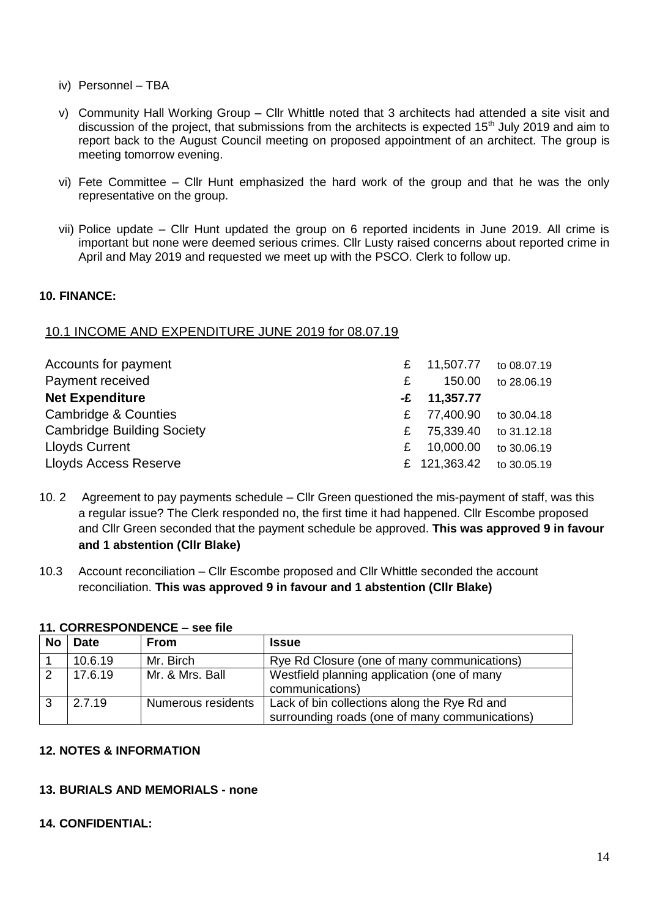iv) Personnel – TBA

v) Community Hall Working Group – Cllr Whittle noted that 3 architects had attended a site visit and discussion of the project, that submissions from the architects is expected 15th July 2019 and aim to report back to the August Council meeting on proposed appointment of an architect. The group is meeting tomorrow evening.

vi) Fete Committee – Cllr Hunt emphasized the hard work of the group and that he was the only representative on the group.

vii) Police update – Cllr Hunt updated the group on 6 reported incidents in June 2019. All crime is important but none were deemed serious crimes. Cllr Lusty raised concerns about reported crime in April and May 2019 and requested we meet up with the PSCO. Clerk to follow up.

**10. FINANCE:**

10.1 INCOME AND EXPENDITURE JUNE 2019 for 08.07.19

| | | |
|---|---|---|
| Accounts for payment | £ 11,507.77 | to 08.07.19 |
| Payment received | £ 150.00 | to 28.06.19 |
| **Net Expenditure** | **-£ 11,357.77** | |
| Cambridge & Counties | £ 77,400.90 | to 30.04.18 |
| Cambridge Building Society | £ 75,339.40 | to 31.12.18 |
| Lloyds Current | £ 10,000.00 | to 30.06.19 |
| Lloyds Access Reserve | £ 121,363.42 | to 30.05.19 |

10. 2 Agreement to pay payments schedule – Cllr Green questioned the mis-payment of staff, was this a regular issue? The Clerk responded no, the first time it had happened. Cllr Escombe proposed and Cllr Green seconded that the payment schedule be approved. **This was approved 9 in favour and 1 abstention (Cllr Blake)**

10.3 Account reconciliation – Cllr Escombe proposed and Cllr Whittle seconded the account reconciliation. **This was approved 9 in favour and 1 abstention (Cllr Blake)**

**11. CORRESPONDENCE – see file**

| No | Date | From | Issue |
|---|---|---|---|
| 1 | 10.6.19 | Mr. Birch | Rye Rd Closure (one of many communications) |
| 2 | 17.6.19 | Mr. & Mrs. Ball | Westfield planning application (one of many communications) |
| 3 | 2.7.19 | Numerous residents | Lack of bin collections along the Rye Rd and surrounding roads (one of many communications) |

**12. NOTES & INFORMATION**

**13. BURIALS AND MEMORIALS - none**

**14. CONFIDENTIAL:**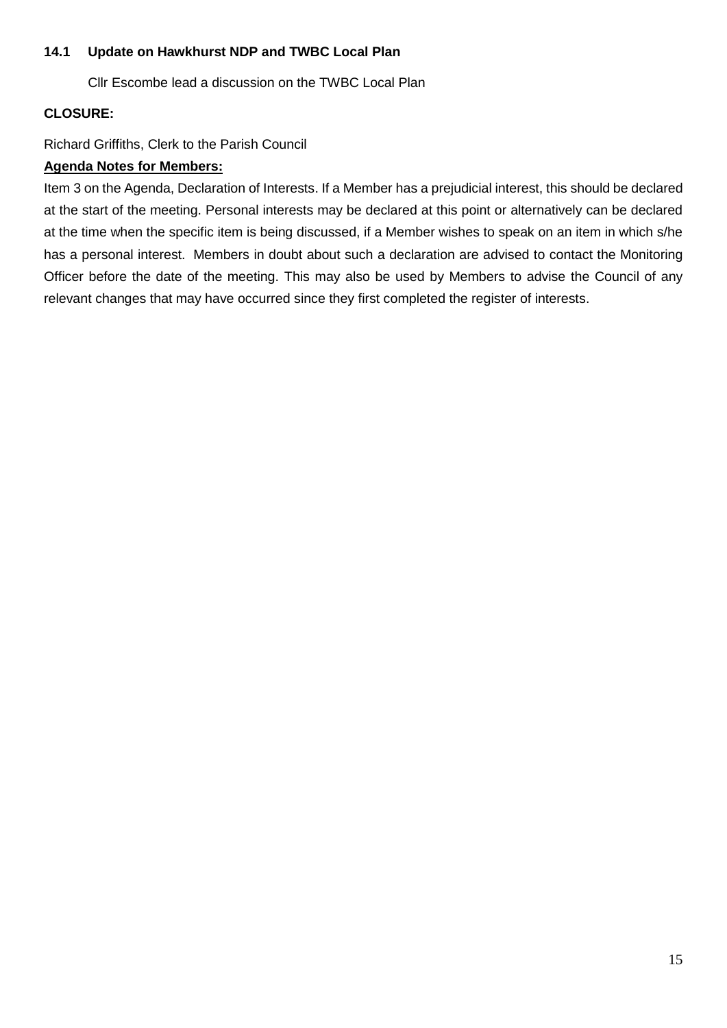**14.1 Update on Hawkhurst NDP and TWBC Local Plan**

Cllr Escombe lead a discussion on the TWBC Local Plan

**CLOSURE:**

Richard Griffiths, Clerk to the Parish Council

**Agenda Notes for Members:**

Item 3 on the Agenda, Declaration of Interests. If a Member has a prejudicial interest, this should be declared at the start of the meeting. Personal interests may be declared at this point or alternatively can be declared at the time when the specific item is being discussed, if a Member wishes to speak on an item in which s/he has a personal interest. Members in doubt about such a declaration are advised to contact the Monitoring Officer before the date of the meeting. This may also be used by Members to advise the Council of any relevant changes that may have occurred since they first completed the register of interests.